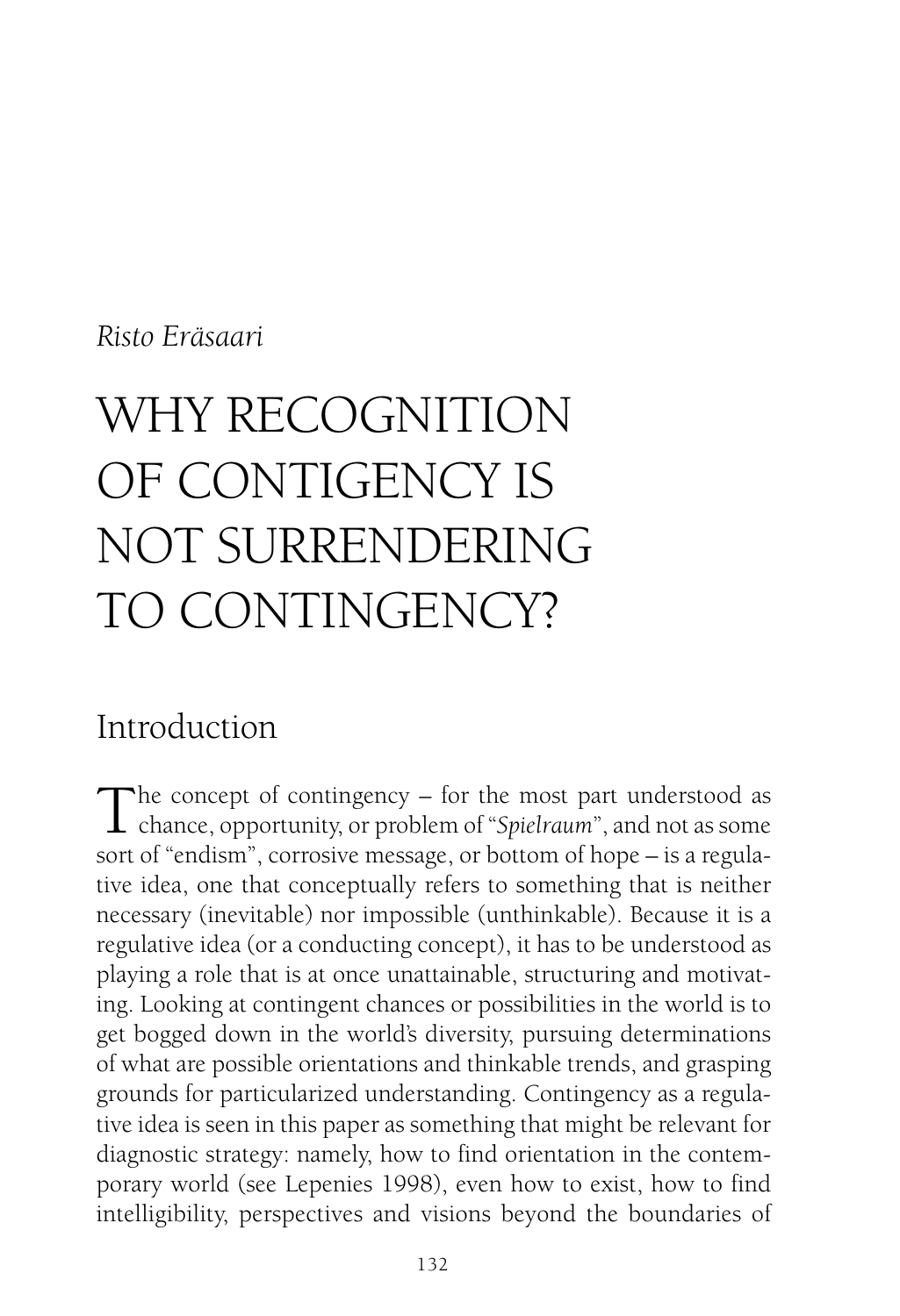*Risto Eräsaari*

# WHY RECOGNITION OF CONTIGENCY IS NOT SURRENDERING TO CONTINGENCY?

## Introduction

The concept of contingency – for the most part understood as chance, opportunity, or problem of "*Spielraum*", and not as some sort of "endism", corrosive message, or bottom of hope – is a regulative idea, one that conceptually refers to something that is neither necessary (inevitable) nor impossible (unthinkable). Because it is a regulative idea (or a conducting concept), it has to be understood as playing a role that is at once unattainable, structuring and motivating. Looking at contingent chances or possibilities in the world is to get bogged down in the world's diversity, pursuing determinations of what are possible orientations and thinkable trends, and grasping grounds for particularized understanding. Contingency as a regulative idea is seen in this paper as something that might be relevant for diagnostic strategy: namely, how to find orientation in the contemporary world (see Lepenies 1998), even how to exist, how to find intelligibility, perspectives and visions beyond the boundaries of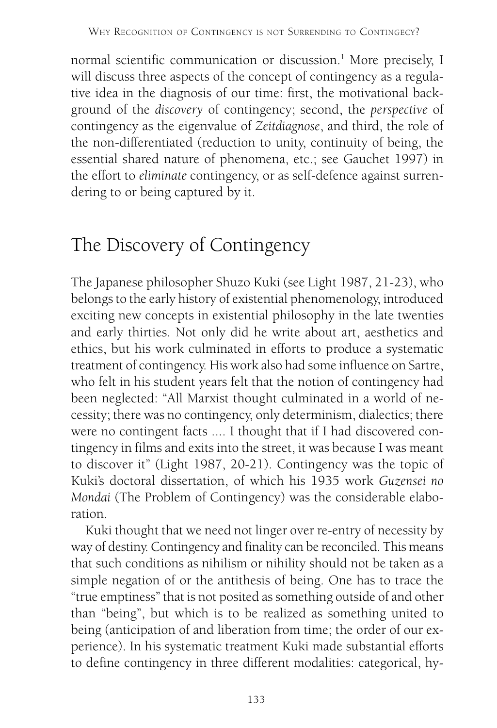normal scientific communication or discussion.[1] More precisely, I will discuss three aspects of the concept of contingency as a regulative idea in the diagnosis of our time: first, the motivational background of the *discovery* of contingency; second, the *perspective* of contingency as the eigenvalue of *Zeitdiagnose*, and third, the role of the non-differentiated (reduction to unity, continuity of being, the essential shared nature of phenomena, etc.; see Gauchet 1997) in the effort to *eliminate* contingency, or as self-defence against surrendering to or being captured by it.

## The Discovery of Contingency

The Japanese philosopher Shuzo Kuki (see Light 1987, 21-23), who belongs to the early history of existential phenomenology, introduced exciting new concepts in existential philosophy in the late twenties and early thirties. Not only did he write about art, aesthetics and ethics, but his work culminated in efforts to produce a systematic treatment of contingency. His work also had some influence on Sartre, who felt in his student years felt that the notion of contingency had been neglected: "All Marxist thought culminated in a world of necessity; there was no contingency, only determinism, dialectics; there were no contingent facts .... I thought that if I had discovered contingency in films and exits into the street, it was because I was meant to discover it" (Light 1987, 20-21). Contingency was the topic of Kuki's doctoral dissertation, of which his 1935 work *Guzensei no Mondai* (The Problem of Contingency) was the considerable elaboration.

Kuki thought that we need not linger over re-entry of necessity by way of destiny. Contingency and finality can be reconciled. This means that such conditions as nihilism or nihility should not be taken as a simple negation of or the antithesis of being. One has to trace the "true emptiness" that is not posited as something outside of and other than "being", but which is to be realized as something united to being (anticipation of and liberation from time; the order of our experience). In his systematic treatment Kuki made substantial efforts to define contingency in three different modalities: categorical, hy-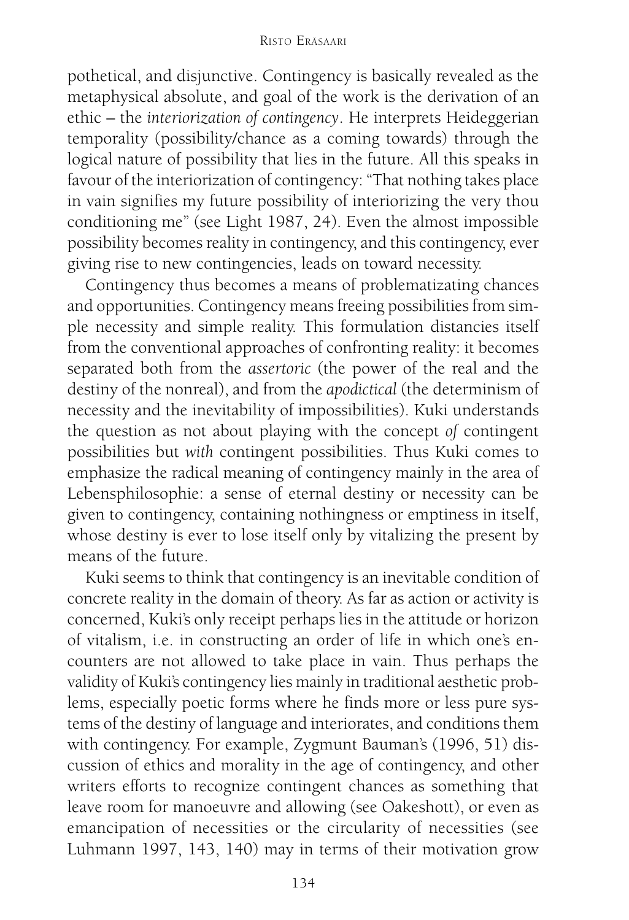pothetical, and disjunctive. Contingency is basically revealed as the metaphysical absolute, and goal of the work is the derivation of an ethic – the *interiorization of contingency*. He interprets Heideggerian temporality (possibility/chance as a coming towards) through the logical nature of possibility that lies in the future. All this speaks in favour of the interiorization of contingency: "That nothing takes place in vain signifies my future possibility of interiorizing the very thou conditioning me" (see Light 1987, 24). Even the almost impossible possibility becomes reality in contingency, and this contingency, ever giving rise to new contingencies, leads on toward necessity.

Contingency thus becomes a means of problematizating chances and opportunities. Contingency means freeing possibilities from simple necessity and simple reality. This formulation distancies itself from the conventional approaches of confronting reality: it becomes separated both from the *assertoric* (the power of the real and the destiny of the nonreal), and from the *apodictical* (the determinism of necessity and the inevitability of impossibilities). Kuki understands the question as not about playing with the concept *of* contingent possibilities but *with* contingent possibilities. Thus Kuki comes to emphasize the radical meaning of contingency mainly in the area of Lebensphilosophie: a sense of eternal destiny or necessity can be given to contingency, containing nothingness or emptiness in itself, whose destiny is ever to lose itself only by vitalizing the present by means of the future.

Kuki seems to think that contingency is an inevitable condition of concrete reality in the domain of theory. As far as action or activity is concerned, Kuki's only receipt perhaps lies in the attitude or horizon of vitalism, i.e. in constructing an order of life in which one's encounters are not allowed to take place in vain. Thus perhaps the validity of Kuki's contingency lies mainly in traditional aesthetic problems, especially poetic forms where he finds more or less pure systems of the destiny of language and interiorates, and conditions them with contingency. For example, Zygmunt Bauman's (1996, 51) discussion of ethics and morality in the age of contingency, and other writers efforts to recognize contingent chances as something that leave room for manoeuvre and allowing (see Oakeshott), or even as emancipation of necessities or the circularity of necessities (see Luhmann 1997, 143, 140) may in terms of their motivation grow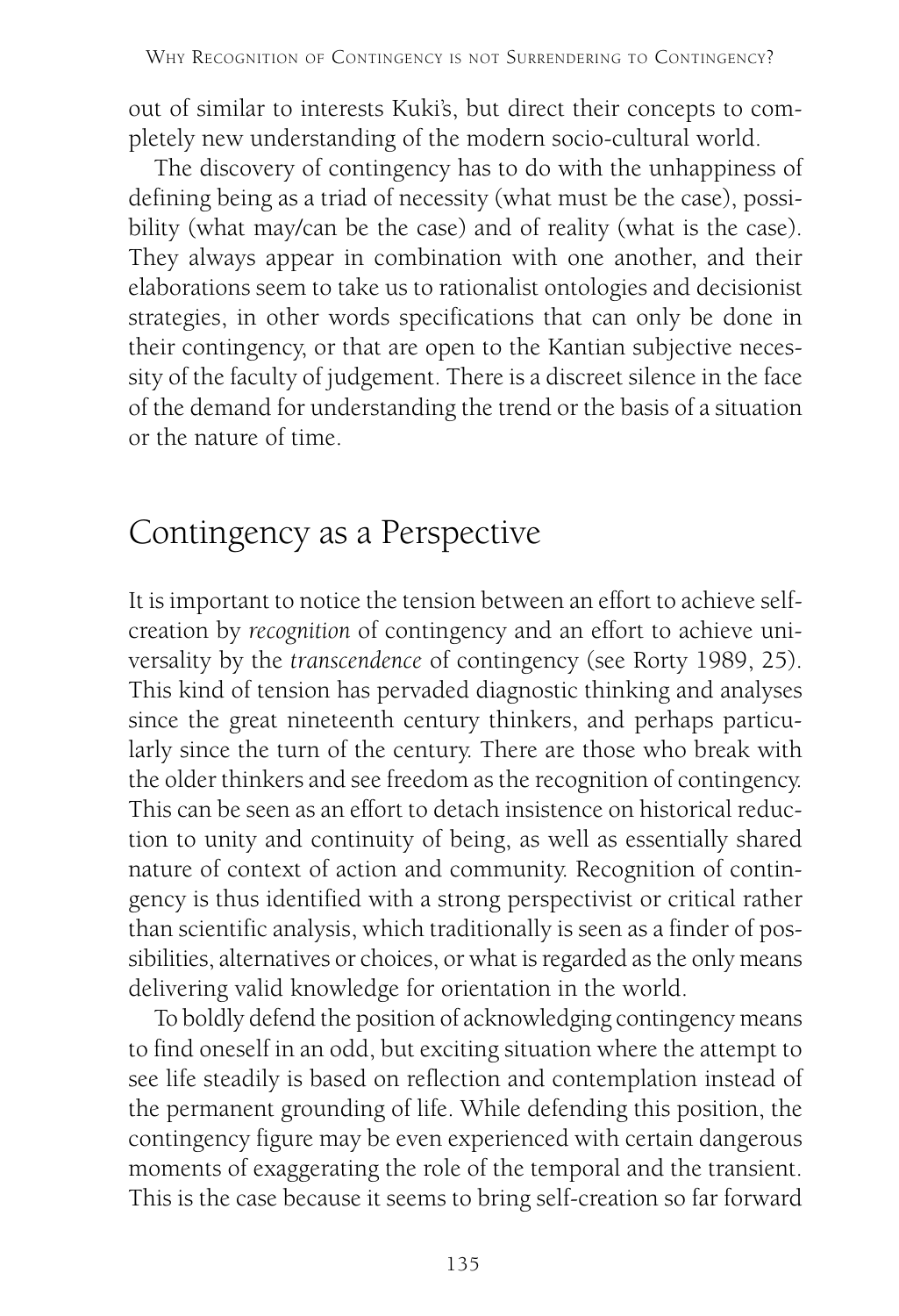out of similar to interests Kuki's, but direct their concepts to completely new understanding of the modern socio-cultural world.

The discovery of contingency has to do with the unhappiness of defining being as a triad of necessity (what must be the case), possibility (what may/can be the case) and of reality (what is the case). They always appear in combination with one another, and their elaborations seem to take us to rationalist ontologies and decisionist strategies, in other words specifications that can only be done in their contingency, or that are open to the Kantian subjective necessity of the faculty of judgement. There is a discreet silence in the face of the demand for understanding the trend or the basis of a situation or the nature of time.

## Contingency as a Perspective

It is important to notice the tension between an effort to achieve self-creation by *recognition* of contingency and an effort to achieve universality by the *transcendence* of contingency (see Rorty 1989, 25). This kind of tension has pervaded diagnostic thinking and analyses since the great nineteenth century thinkers, and perhaps particularly since the turn of the century. There are those who break with the older thinkers and see freedom as the recognition of contingency. This can be seen as an effort to detach insistence on historical reduction to unity and continuity of being, as well as essentially shared nature of context of action and community. Recognition of contingency is thus identified with a strong perspectivist or critical rather than scientific analysis, which traditionally is seen as a finder of possibilities, alternatives or choices, or what is regarded as the only means delivering valid knowledge for orientation in the world.

To boldly defend the position of acknowledging contingency means to find oneself in an odd, but exciting situation where the attempt to see life steadily is based on reflection and contemplation instead of the permanent grounding of life. While defending this position, the contingency figure may be even experienced with certain dangerous moments of exaggerating the role of the temporal and the transient. This is the case because it seems to bring self-creation so far forward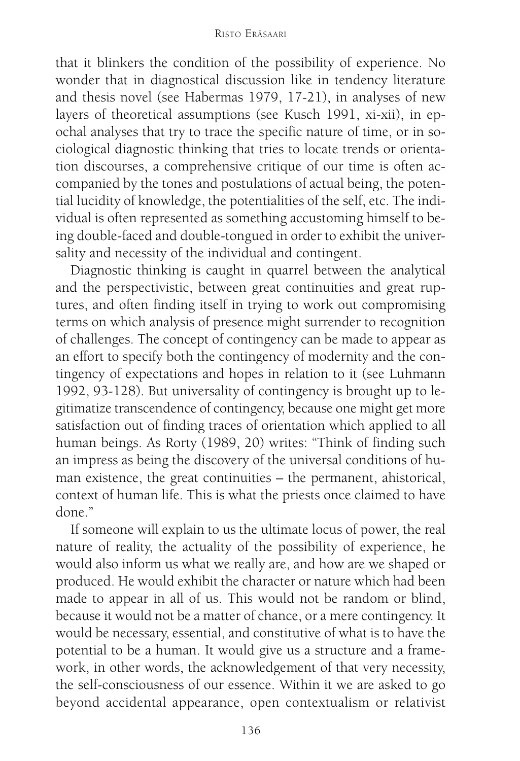that it blinkers the condition of the possibility of experience. No wonder that in diagnostical discussion like in tendency literature and thesis novel (see Habermas 1979, 17-21), in analyses of new layers of theoretical assumptions (see Kusch 1991, xi-xii), in epochal analyses that try to trace the specific nature of time, or in sociological diagnostic thinking that tries to locate trends or orientation discourses, a comprehensive critique of our time is often accompanied by the tones and postulations of actual being, the potential lucidity of knowledge, the potentialities of the self, etc. The individual is often represented as something accustoming himself to being double-faced and double-tongued in order to exhibit the universality and necessity of the individual and contingent.

Diagnostic thinking is caught in quarrel between the analytical and the perspectivistic, between great continuities and great ruptures, and often finding itself in trying to work out compromising terms on which analysis of presence might surrender to recognition of challenges. The concept of contingency can be made to appear as an effort to specify both the contingency of modernity and the contingency of expectations and hopes in relation to it (see Luhmann 1992, 93-128). But universality of contingency is brought up to legitimatize transcendence of contingency, because one might get more satisfaction out of finding traces of orientation which applied to all human beings. As Rorty (1989, 20) writes: "Think of finding such an impress as being the discovery of the universal conditions of human existence, the great continuities – the permanent, ahistorical, context of human life. This is what the priests once claimed to have done."

If someone will explain to us the ultimate locus of power, the real nature of reality, the actuality of the possibility of experience, he would also inform us what we really are, and how are we shaped or produced. He would exhibit the character or nature which had been made to appear in all of us. This would not be random or blind, because it would not be a matter of chance, or a mere contingency. It would be necessary, essential, and constitutive of what is to have the potential to be a human. It would give us a structure and a framework, in other words, the acknowledgement of that very necessity, the self-consciousness of our essence. Within it we are asked to go beyond accidental appearance, open contextualism or relativist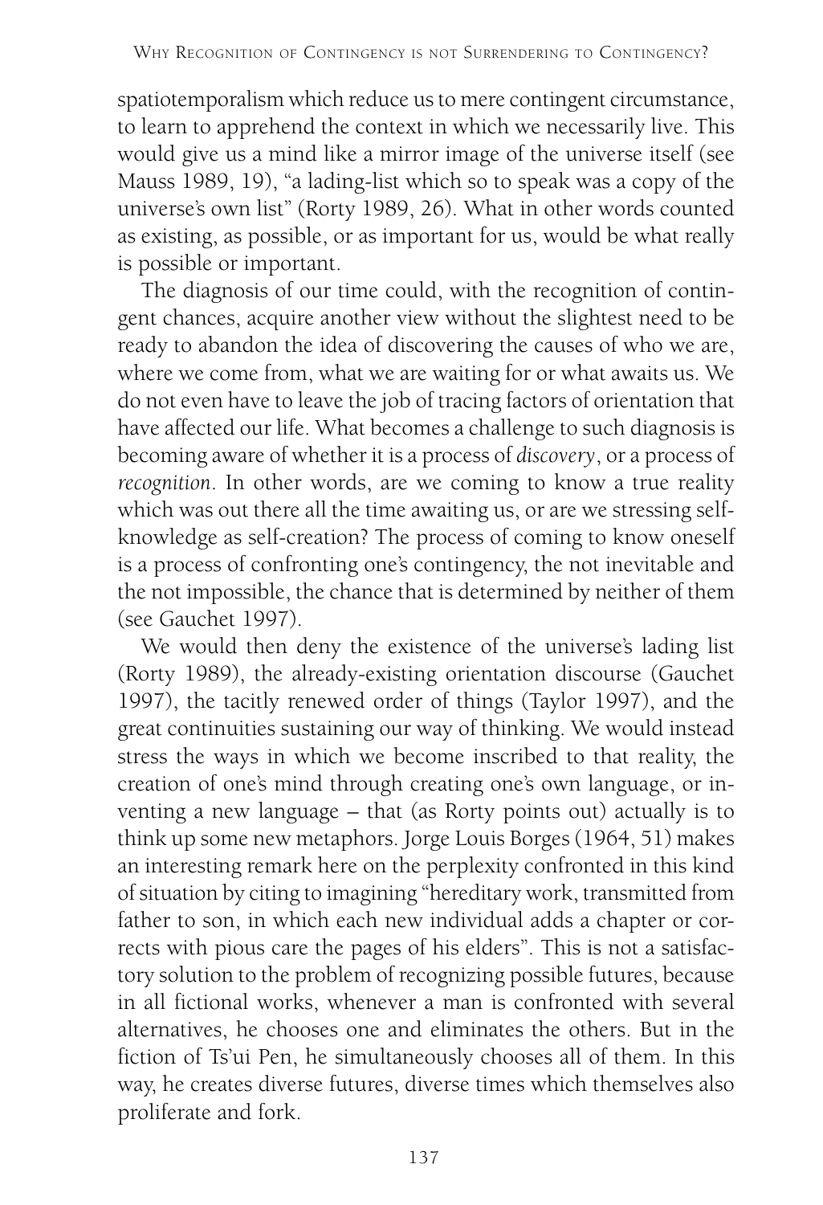spatiotemporalism which reduce us to mere contingent circumstance, to learn to apprehend the context in which we necessarily live. This would give us a mind like a mirror image of the universe itself (see Mauss 1989, 19), "a lading-list which so to speak was a copy of the universe's own list" (Rorty 1989, 26). What in other words counted as existing, as possible, or as important for us, would be what really is possible or important.

The diagnosis of our time could, with the recognition of contingent chances, acquire another view without the slightest need to be ready to abandon the idea of discovering the causes of who we are, where we come from, what we are waiting for or what awaits us. We do not even have to leave the job of tracing factors of orientation that have affected our life. What becomes a challenge to such diagnosis is becoming aware of whether it is a process of *discovery*, or a process of *recognition*. In other words, are we coming to know a true reality which was out there all the time awaiting us, or are we stressing self-knowledge as self-creation? The process of coming to know oneself is a process of confronting one's contingency, the not inevitable and the not impossible, the chance that is determined by neither of them (see Gauchet 1997).

We would then deny the existence of the universe's lading list (Rorty 1989), the already-existing orientation discourse (Gauchet 1997), the tacitly renewed order of things (Taylor 1997), and the great continuities sustaining our way of thinking. We would instead stress the ways in which we become inscribed to that reality, the creation of one's mind through creating one's own language, or inventing a new language – that (as Rorty points out) actually is to think up some new metaphors. Jorge Louis Borges (1964, 51) makes an interesting remark here on the perplexity confronted in this kind of situation by citing to imagining "hereditary work, transmitted from father to son, in which each new individual adds a chapter or corrects with pious care the pages of his elders". This is not a satisfactory solution to the problem of recognizing possible futures, because in all fictional works, whenever a man is confronted with several alternatives, he chooses one and eliminates the others. But in the fiction of Ts'ui Pen, he simultaneously chooses all of them. In this way, he creates diverse futures, diverse times which themselves also proliferate and fork.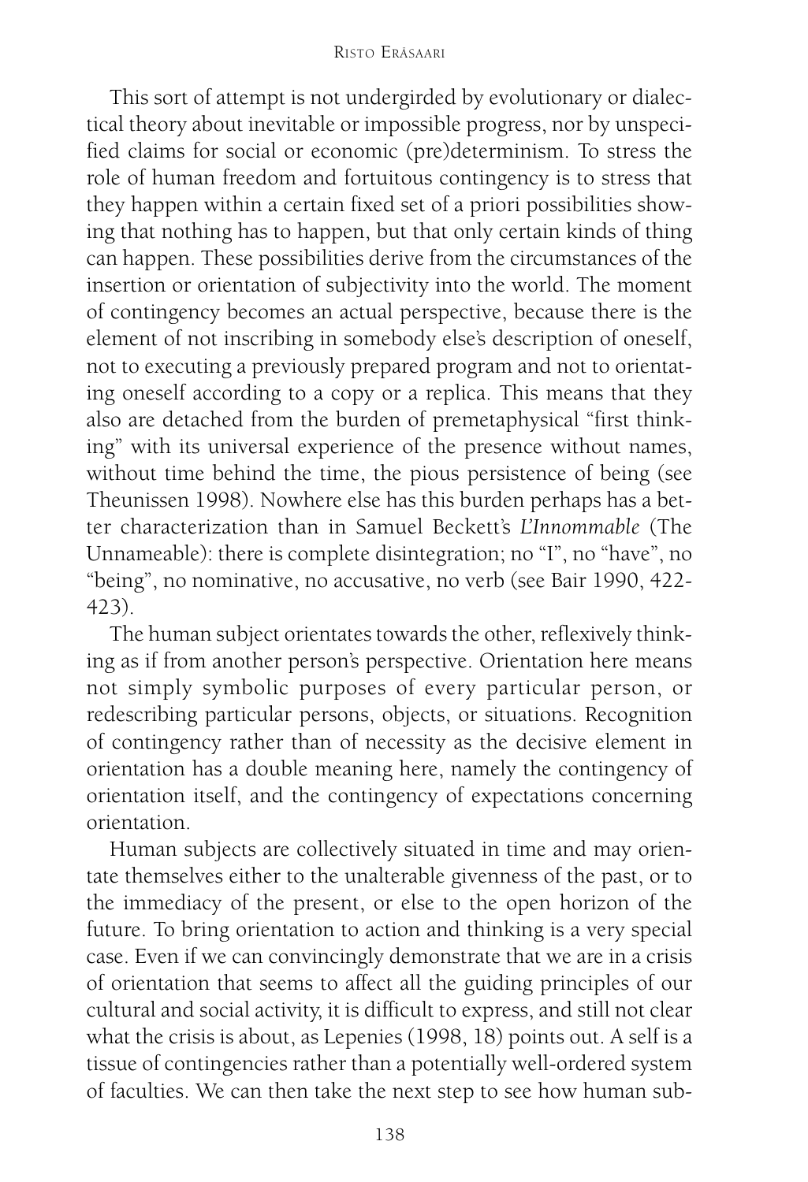This sort of attempt is not undergirded by evolutionary or dialectical theory about inevitable or impossible progress, nor by unspecified claims for social or economic (pre)determinism. To stress the role of human freedom and fortuitous contingency is to stress that they happen within a certain fixed set of a priori possibilities showing that nothing has to happen, but that only certain kinds of thing can happen. These possibilities derive from the circumstances of the insertion or orientation of subjectivity into the world. The moment of contingency becomes an actual perspective, because there is the element of not inscribing in somebody else's description of oneself, not to executing a previously prepared program and not to orientating oneself according to a copy or a replica. This means that they also are detached from the burden of premetaphysical "first thinking" with its universal experience of the presence without names, without time behind the time, the pious persistence of being (see Theunissen 1998). Nowhere else has this burden perhaps has a better characterization than in Samuel Beckett's *L'Innommable* (The Unnameable): there is complete disintegration; no "I", no "have", no "being", no nominative, no accusative, no verb (see Bair 1990, 422-423).

The human subject orientates towards the other, reflexively thinking as if from another person's perspective. Orientation here means not simply symbolic purposes of every particular person, or redescribing particular persons, objects, or situations. Recognition of contingency rather than of necessity as the decisive element in orientation has a double meaning here, namely the contingency of orientation itself, and the contingency of expectations concerning orientation.

Human subjects are collectively situated in time and may orientate themselves either to the unalterable givenness of the past, or to the immediacy of the present, or else to the open horizon of the future. To bring orientation to action and thinking is a very special case. Even if we can convincingly demonstrate that we are in a crisis of orientation that seems to affect all the guiding principles of our cultural and social activity, it is difficult to express, and still not clear what the crisis is about, as Lepenies (1998, 18) points out. A self is a tissue of contingencies rather than a potentially well-ordered system of faculties. We can then take the next step to see how human sub-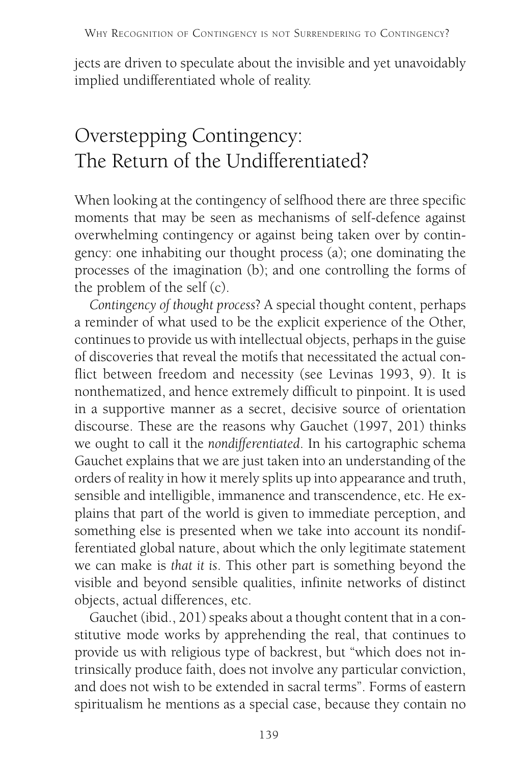jects are driven to speculate about the invisible and yet unavoidably implied undifferentiated whole of reality.

## Overstepping Contingency: The Return of the Undifferentiated?

When looking at the contingency of selfhood there are three specific moments that may be seen as mechanisms of self-defence against overwhelming contingency or against being taken over by contingency: one inhabiting our thought process (a); one dominating the processes of the imagination (b); and one controlling the forms of the problem of the self (c).

*Contingency of thought process*? A special thought content, perhaps a reminder of what used to be the explicit experience of the Other, continues to provide us with intellectual objects, perhaps in the guise of discoveries that reveal the motifs that necessitated the actual conflict between freedom and necessity (see Levinas 1993, 9). It is nonthematized, and hence extremely difficult to pinpoint. It is used in a supportive manner as a secret, decisive source of orientation discourse. These are the reasons why Gauchet (1997, 201) thinks we ought to call it the *nondifferentiated*. In his cartographic schema Gauchet explains that we are just taken into an understanding of the orders of reality in how it merely splits up into appearance and truth, sensible and intelligible, immanence and transcendence, etc. He explains that part of the world is given to immediate perception, and something else is presented when we take into account its nondifferentiated global nature, about which the only legitimate statement we can make is *that it is*. This other part is something beyond the visible and beyond sensible qualities, infinite networks of distinct objects, actual differences, etc.

Gauchet (ibid., 201) speaks about a thought content that in a constitutive mode works by apprehending the real, that continues to provide us with religious type of backrest, but "which does not intrinsically produce faith, does not involve any particular conviction, and does not wish to be extended in sacral terms". Forms of eastern spiritualism he mentions as a special case, because they contain no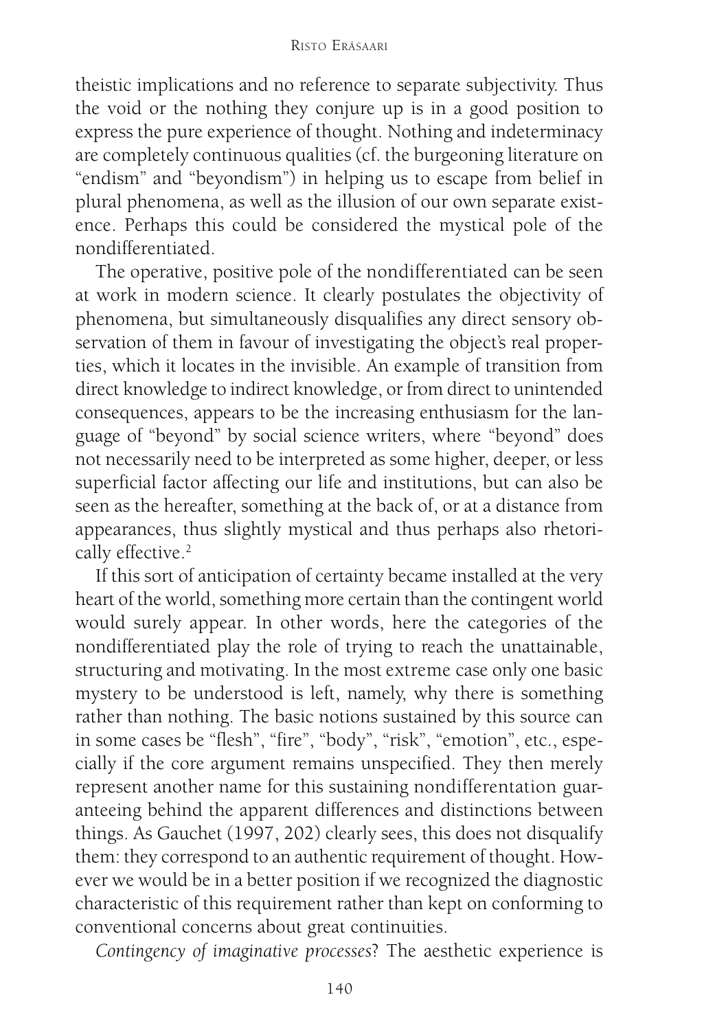theistic implications and no reference to separate subjectivity. Thus the void or the nothing they conjure up is in a good position to express the pure experience of thought. Nothing and indeterminacy are completely continuous qualities (cf. the burgeoning literature on "endism" and "beyondism") in helping us to escape from belief in plural phenomena, as well as the illusion of our own separate existence. Perhaps this could be considered the mystical pole of the nondifferentiated.

The operative, positive pole of the nondifferentiated can be seen at work in modern science. It clearly postulates the objectivity of phenomena, but simultaneously disqualifies any direct sensory observation of them in favour of investigating the object's real properties, which it locates in the invisible. An example of transition from direct knowledge to indirect knowledge, or from direct to unintended consequences, appears to be the increasing enthusiasm for the language of "beyond" by social science writers, where "beyond" does not necessarily need to be interpreted as some higher, deeper, or less superficial factor affecting our life and institutions, but can also be seen as the hereafter, something at the back of, or at a distance from appearances, thus slightly mystical and thus perhaps also rhetorically effective.[2]

If this sort of anticipation of certainty became installed at the very heart of the world, something more certain than the contingent world would surely appear. In other words, here the categories of the nondifferentiated play the role of trying to reach the unattainable, structuring and motivating. In the most extreme case only one basic mystery to be understood is left, namely, why there is something rather than nothing. The basic notions sustained by this source can in some cases be "flesh", "fire", "body", "risk", "emotion", etc., especially if the core argument remains unspecified. They then merely represent another name for this sustaining nondifferentation guaranteeing behind the apparent differences and distinctions between things. As Gauchet (1997, 202) clearly sees, this does not disqualify them: they correspond to an authentic requirement of thought. However we would be in a better position if we recognized the diagnostic characteristic of this requirement rather than kept on conforming to conventional concerns about great continuities.

*Contingency of imaginative processes*? The aesthetic experience is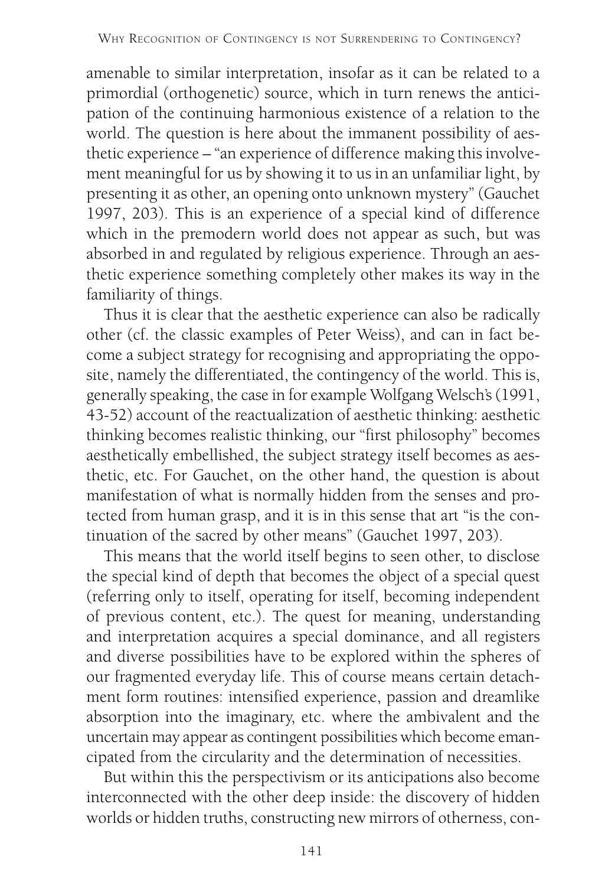amenable to similar interpretation, insofar as it can be related to a primordial (orthogenetic) source, which in turn renews the anticipation of the continuing harmonious existence of a relation to the world. The question is here about the immanent possibility of aesthetic experience – "an experience of difference making this involvement meaningful for us by showing it to us in an unfamiliar light, by presenting it as other, an opening onto unknown mystery" (Gauchet 1997, 203). This is an experience of a special kind of difference which in the premodern world does not appear as such, but was absorbed in and regulated by religious experience. Through an aesthetic experience something completely other makes its way in the familiarity of things.

Thus it is clear that the aesthetic experience can also be radically other (cf. the classic examples of Peter Weiss), and can in fact become a subject strategy for recognising and appropriating the opposite, namely the differentiated, the contingency of the world. This is, generally speaking, the case in for example Wolfgang Welsch's (1991, 43-52) account of the reactualization of aesthetic thinking: aesthetic thinking becomes realistic thinking, our "first philosophy" becomes aesthetically embellished, the subject strategy itself becomes as aesthetic, etc. For Gauchet, on the other hand, the question is about manifestation of what is normally hidden from the senses and protected from human grasp, and it is in this sense that art "is the continuation of the sacred by other means" (Gauchet 1997, 203).

This means that the world itself begins to seen other, to disclose the special kind of depth that becomes the object of a special quest (referring only to itself, operating for itself, becoming independent of previous content, etc.). The quest for meaning, understanding and interpretation acquires a special dominance, and all registers and diverse possibilities have to be explored within the spheres of our fragmented everyday life. This of course means certain detachment form routines: intensified experience, passion and dreamlike absorption into the imaginary, etc. where the ambivalent and the uncertain may appear as contingent possibilities which become emancipated from the circularity and the determination of necessities.

But within this the perspectivism or its anticipations also become interconnected with the other deep inside: the discovery of hidden worlds or hidden truths, constructing new mirrors of otherness, con-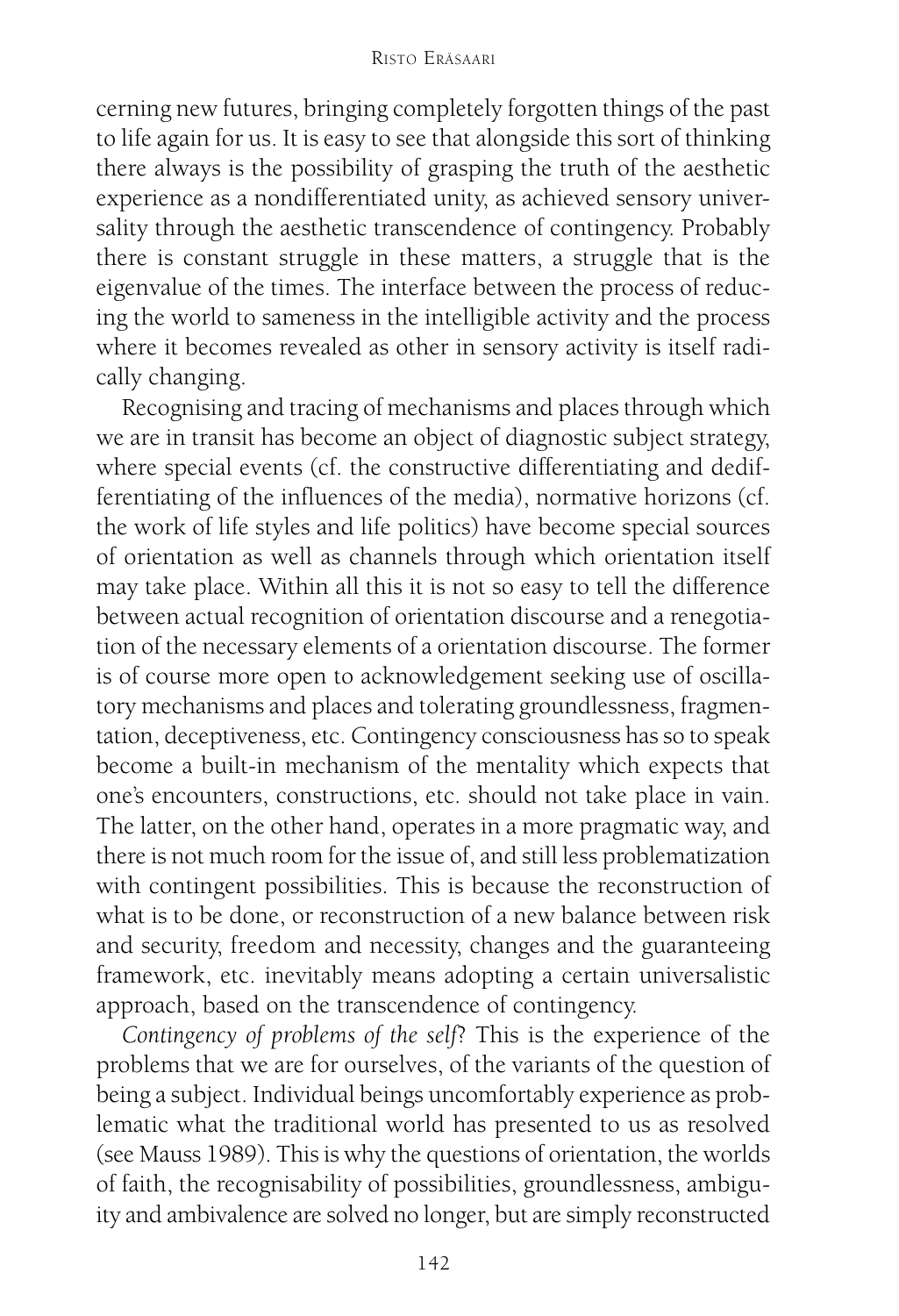cerning new futures, bringing completely forgotten things of the past to life again for us. It is easy to see that alongside this sort of thinking there always is the possibility of grasping the truth of the aesthetic experience as a nondifferentiated unity, as achieved sensory universality through the aesthetic transcendence of contingency. Probably there is constant struggle in these matters, a struggle that is the eigenvalue of the times. The interface between the process of reducing the world to sameness in the intelligible activity and the process where it becomes revealed as other in sensory activity is itself radically changing.

Recognising and tracing of mechanisms and places through which we are in transit has become an object of diagnostic subject strategy, where special events (cf. the constructive differentiating and dedifferentiating of the influences of the media), normative horizons (cf. the work of life styles and life politics) have become special sources of orientation as well as channels through which orientation itself may take place. Within all this it is not so easy to tell the difference between actual recognition of orientation discourse and a renegotiation of the necessary elements of a orientation discourse. The former is of course more open to acknowledgement seeking use of oscillatory mechanisms and places and tolerating groundlessness, fragmentation, deceptiveness, etc. Contingency consciousness has so to speak become a built-in mechanism of the mentality which expects that one's encounters, constructions, etc. should not take place in vain. The latter, on the other hand, operates in a more pragmatic way, and there is not much room for the issue of, and still less problematization with contingent possibilities. This is because the reconstruction of what is to be done, or reconstruction of a new balance between risk and security, freedom and necessity, changes and the guaranteeing framework, etc. inevitably means adopting a certain universalistic approach, based on the transcendence of contingency.

*Contingency of problems of the self*? This is the experience of the problems that we are for ourselves, of the variants of the question of being a subject. Individual beings uncomfortably experience as problematic what the traditional world has presented to us as resolved (see Mauss 1989). This is why the questions of orientation, the worlds of faith, the recognisability of possibilities, groundlessness, ambiguity and ambivalence are solved no longer, but are simply reconstructed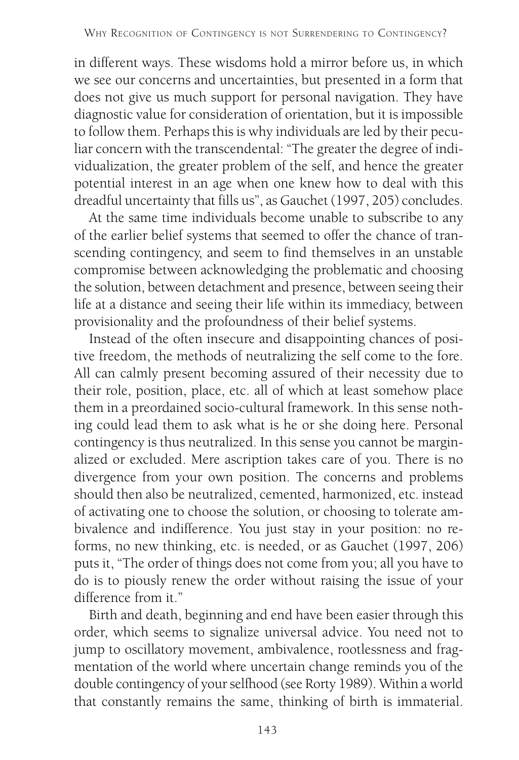in different ways. These wisdoms hold a mirror before us, in which we see our concerns and uncertainties, but presented in a form that does not give us much support for personal navigation. They have diagnostic value for consideration of orientation, but it is impossible to follow them. Perhaps this is why individuals are led by their peculiar concern with the transcendental: "The greater the degree of individualization, the greater problem of the self, and hence the greater potential interest in an age when one knew how to deal with this dreadful uncertainty that fills us", as Gauchet (1997, 205) concludes.

At the same time individuals become unable to subscribe to any of the earlier belief systems that seemed to offer the chance of transcending contingency, and seem to find themselves in an unstable compromise between acknowledging the problematic and choosing the solution, between detachment and presence, between seeing their life at a distance and seeing their life within its immediacy, between provisionality and the profoundness of their belief systems.

Instead of the often insecure and disappointing chances of positive freedom, the methods of neutralizing the self come to the fore. All can calmly present becoming assured of their necessity due to their role, position, place, etc. all of which at least somehow place them in a preordained socio-cultural framework. In this sense nothing could lead them to ask what is he or she doing here. Personal contingency is thus neutralized. In this sense you cannot be marginalized or excluded. Mere ascription takes care of you. There is no divergence from your own position. The concerns and problems should then also be neutralized, cemented, harmonized, etc. instead of activating one to choose the solution, or choosing to tolerate ambivalence and indifference. You just stay in your position: no reforms, no new thinking, etc. is needed, or as Gauchet (1997, 206) puts it, "The order of things does not come from you; all you have to do is to piously renew the order without raising the issue of your difference from it."

Birth and death, beginning and end have been easier through this order, which seems to signalize universal advice. You need not to jump to oscillatory movement, ambivalence, rootlessness and fragmentation of the world where uncertain change reminds you of the double contingency of your selfhood (see Rorty 1989). Within a world that constantly remains the same, thinking of birth is immaterial.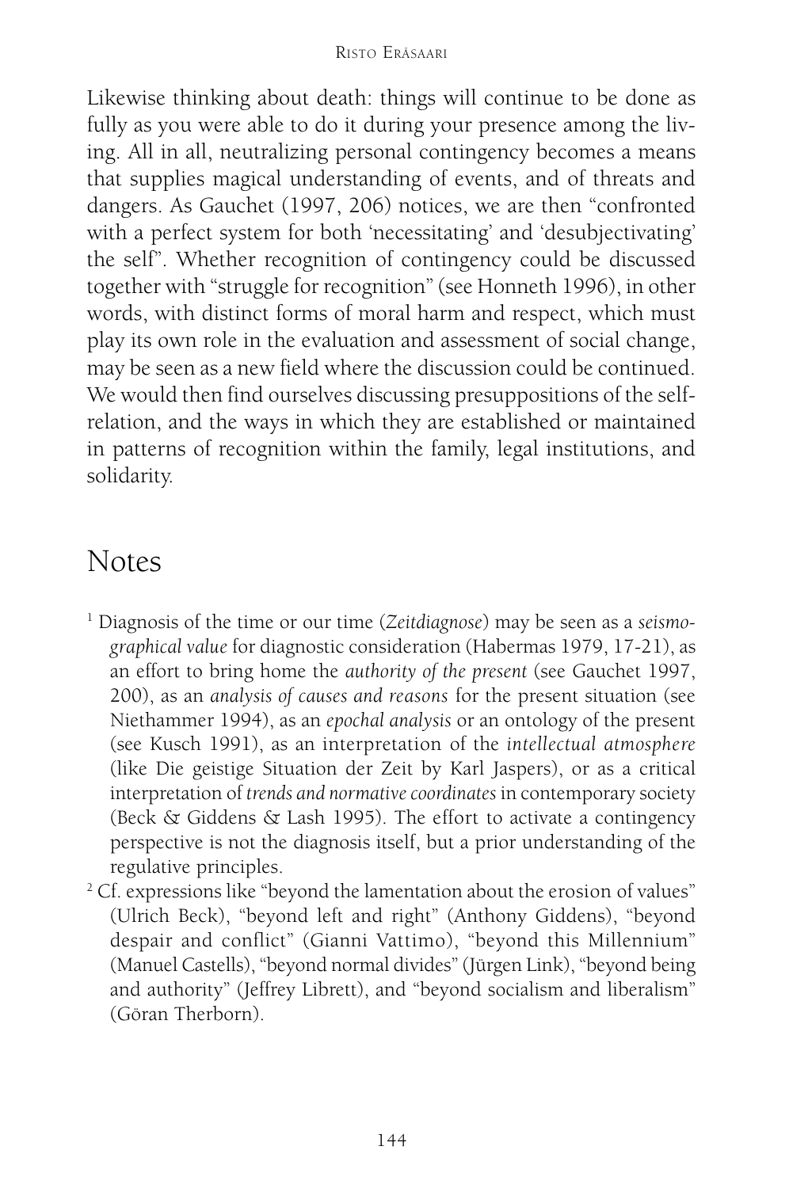Likewise thinking about death: things will continue to be done as fully as you were able to do it during your presence among the living. All in all, neutralizing personal contingency becomes a means that supplies magical understanding of events, and of threats and dangers. As Gauchet (1997, 206) notices, we are then "confronted with a perfect system for both 'necessitating' and 'desubjectivating' the self". Whether recognition of contingency could be discussed together with "struggle for recognition" (see Honneth 1996), in other words, with distinct forms of moral harm and respect, which must play its own role in the evaluation and assessment of social change, may be seen as a new field where the discussion could be continued. We would then find ourselves discussing presuppositions of the self-relation, and the ways in which they are established or maintained in patterns of recognition within the family, legal institutions, and solidarity.

## Notes

[1] Diagnosis of the time or our time (*Zeitdiagnose*) may be seen as a *seismographical value* for diagnostic consideration (Habermas 1979, 17-21), as an effort to bring home the *authority of the present* (see Gauchet 1997, 200), as an *analysis of causes and reasons* for the present situation (see Niethammer 1994), as an *epochal analysis* or an ontology of the present (see Kusch 1991), as an interpretation of the *intellectual atmosphere* (like Die geistige Situation der Zeit by Karl Jaspers), or as a critical interpretation of *trends and normative coordinates* in contemporary society (Beck & Giddens & Lash 1995). The effort to activate a contingency perspective is not the diagnosis itself, but a prior understanding of the regulative principles.

[2] Cf. expressions like "beyond the lamentation about the erosion of values" (Ulrich Beck), "beyond left and right" (Anthony Giddens), "beyond despair and conflict" (Gianni Vattimo), "beyond this Millennium" (Manuel Castells), "beyond normal divides" (Jürgen Link), "beyond being and authority" (Jeffrey Librett), and "beyond socialism and liberalism" (Göran Therborn).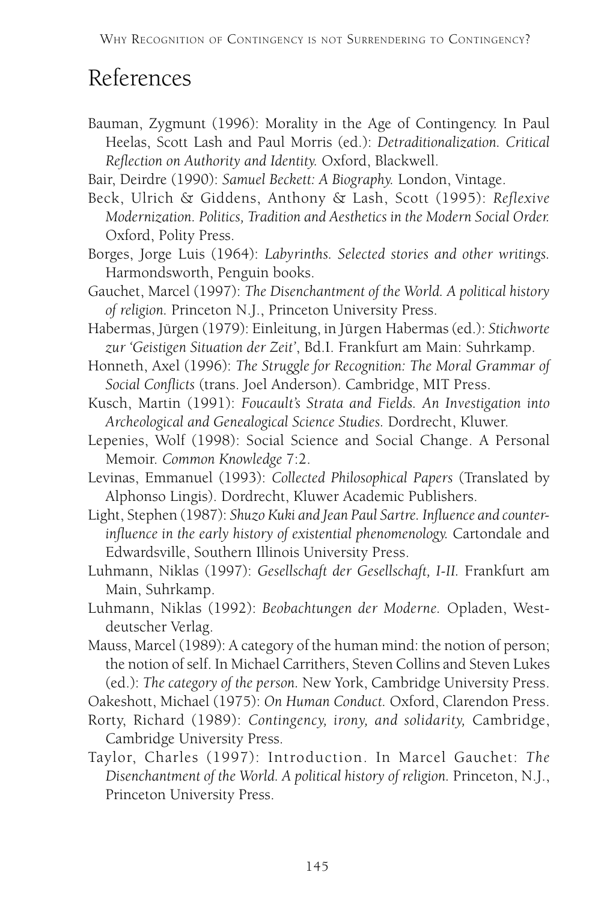# References

Bauman, Zygmunt (1996): Morality in the Age of Contingency. In Paul Heelas, Scott Lash and Paul Morris (ed.): *Detraditionalization. Critical Reflection on Authority and Identity.* Oxford, Blackwell.

Bair, Deirdre (1990): *Samuel Beckett: A Biography.* London, Vintage.

Beck, Ulrich & Giddens, Anthony & Lash, Scott (1995): *Reflexive Modernization. Politics, Tradition and Aesthetics in the Modern Social Order.* Oxford, Polity Press.

Borges, Jorge Luis (1964): *Labyrinths. Selected stories and other writings.* Harmondsworth, Penguin books.

Gauchet, Marcel (1997): *The Disenchantment of the World. A political history of religion.* Princeton N.J., Princeton University Press.

Habermas, Jürgen (1979): Einleitung, in Jürgen Habermas (ed.): *Stichworte zur 'Geistigen Situation der Zeit'*, Bd.I. Frankfurt am Main: Suhrkamp.

Honneth, Axel (1996): *The Struggle for Recognition: The Moral Grammar of Social Conflicts* (trans. Joel Anderson). Cambridge, MIT Press.

Kusch, Martin (1991): *Foucault's Strata and Fields. An Investigation into Archeological and Genealogical Science Studies.* Dordrecht, Kluwer.

Lepenies, Wolf (1998): Social Science and Social Change. A Personal Memoir. *Common Knowledge* 7:2.

Levinas, Emmanuel (1993): *Collected Philosophical Papers* (Translated by Alphonso Lingis). Dordrecht, Kluwer Academic Publishers.

Light, Stephen (1987): *Shuzo Kuki and Jean Paul Sartre. Influence and counter-influence in the early history of existential phenomenology.* Cartondale and Edwardsville, Southern Illinois University Press.

Luhmann, Niklas (1997): *Gesellschaft der Gesellschaft, I-II.* Frankfurt am Main, Suhrkamp.

Luhmann, Niklas (1992): *Beobachtungen der Moderne.* Opladen, Westdeutscher Verlag.

Mauss, Marcel (1989): A category of the human mind: the notion of person; the notion of self. In Michael Carrithers, Steven Collins and Steven Lukes (ed.): *The category of the person.* New York, Cambridge University Press.

Oakeshott, Michael (1975): *On Human Conduct.* Oxford, Clarendon Press.

Rorty, Richard (1989): *Contingency, irony, and solidarity,* Cambridge, Cambridge University Press.

Taylor, Charles (1997): Introduction. In Marcel Gauchet: *The Disenchantment of the World. A political history of religion.* Princeton, N.J., Princeton University Press.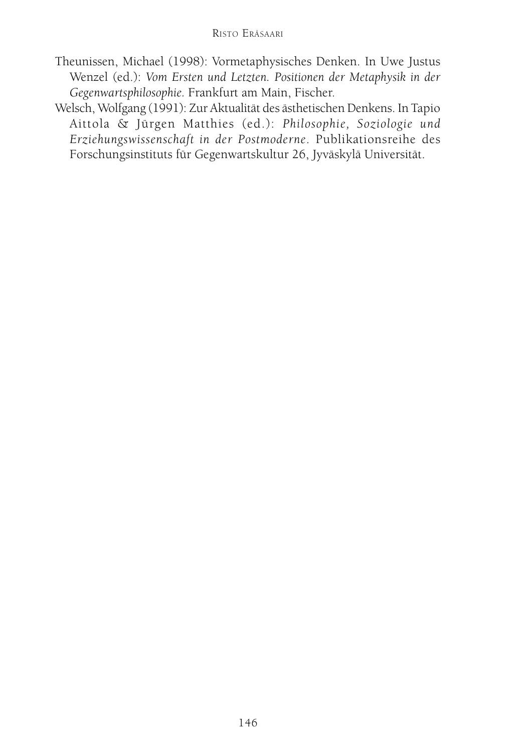Theunissen, Michael (1998): Vormetaphysisches Denken. In Uwe Justus Wenzel (ed.): *Vom Ersten und Letzten. Positionen der Metaphysik in der Gegenwartsphilosophie*. Frankfurt am Main, Fischer.

Welsch, Wolfgang (1991): Zur Aktualität des ästhetischen Denkens. In Tapio Aittola & Jürgen Matthies (ed.): *Philosophie, Soziologie und Erziehungswissenschaft in der Postmoderne*. Publikationsreihe des Forschungsinstituts für Gegenwartskultur 26, Jyväskylä Universität.